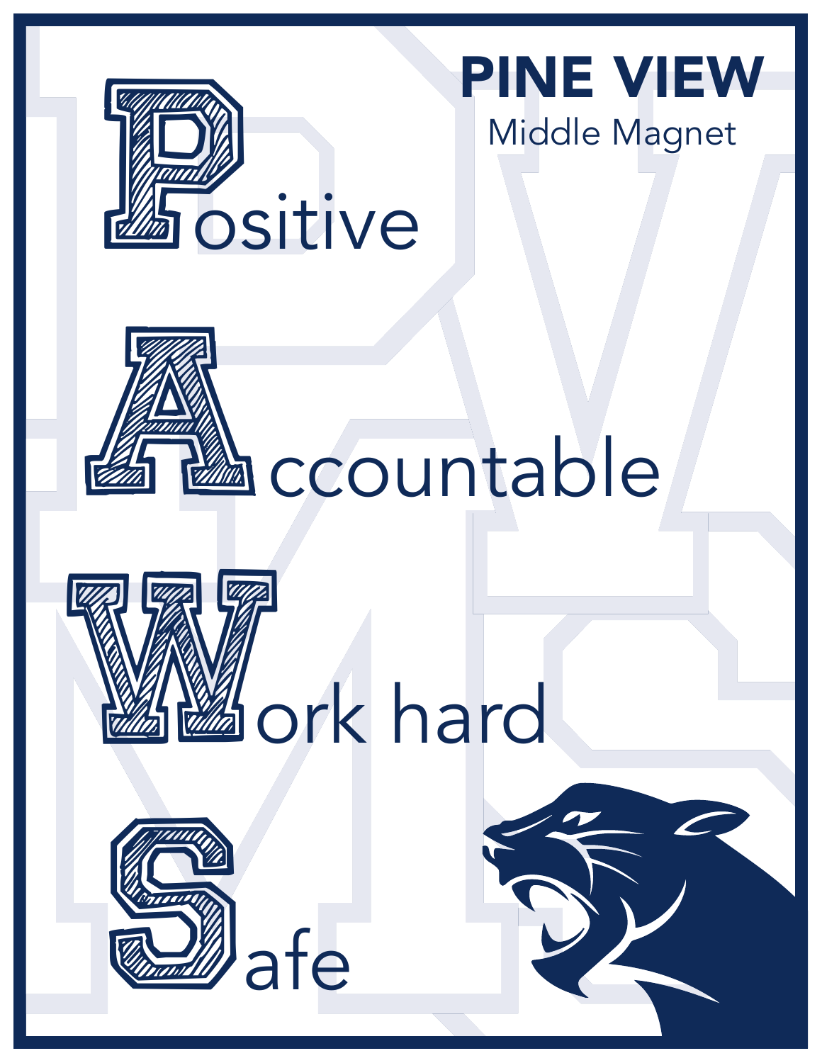# PINE VIEW

Middle Magnet

**P**ositive

**A**ccountable

**W**ork hard

**S**afe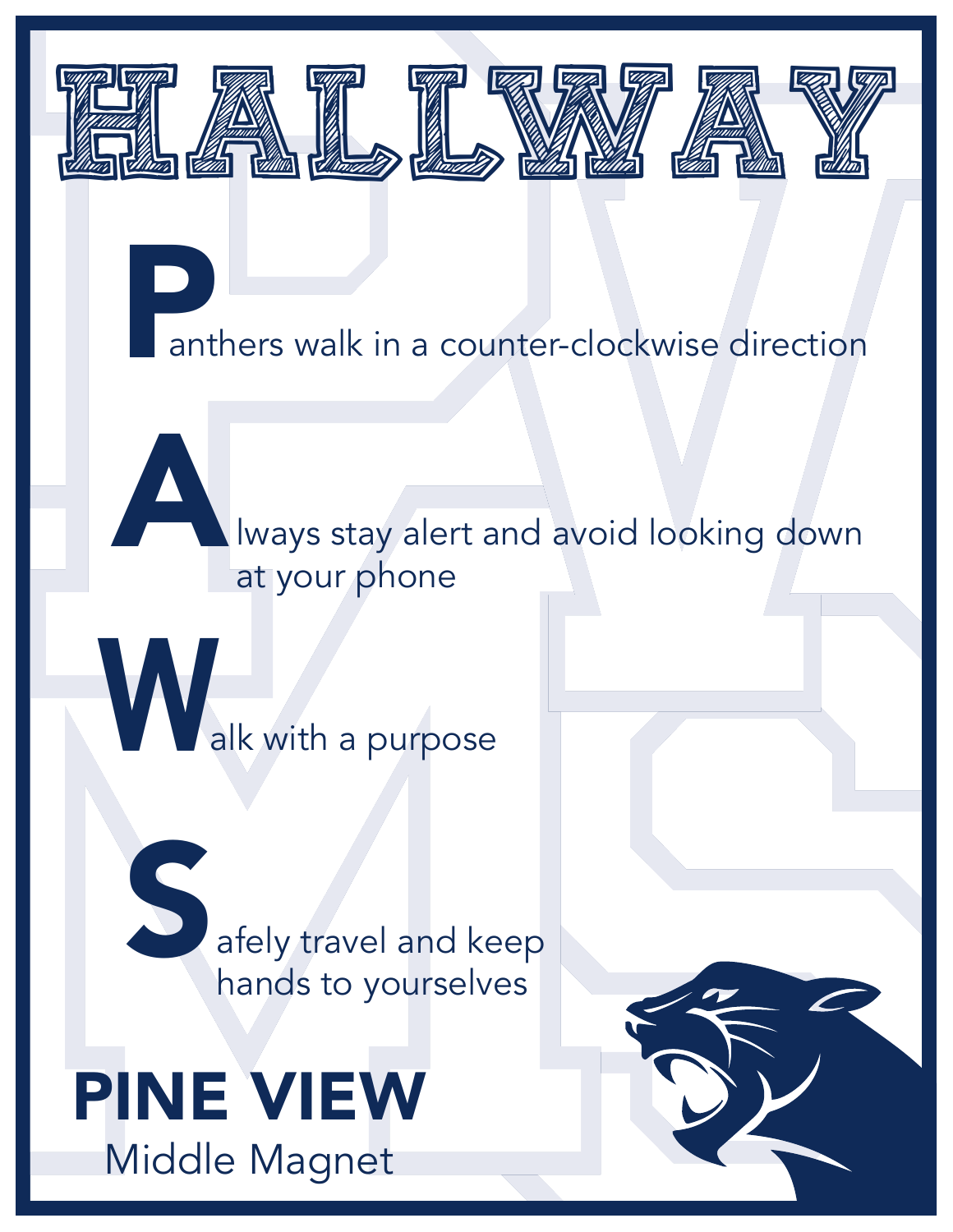# HALLWAY

**P**anthers walk in a counter-clockwise direction

**A**lways stay alert and avoid looking down at your phone

**W**alk with a purpose

**S**afely travel and keep hands to yourselves

**PINE VIEW**

Middle Magnet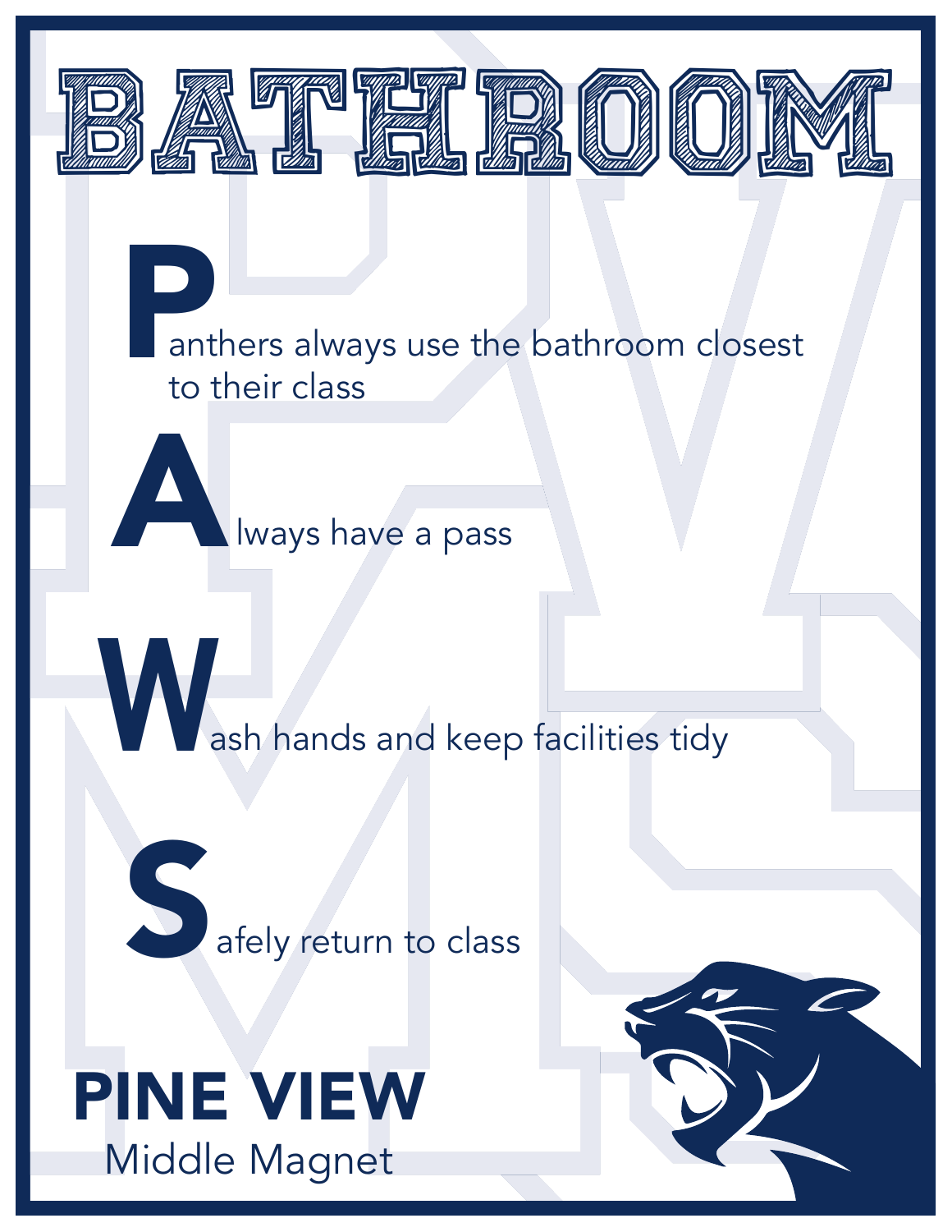# BATHROOM

**P**anthers always use the bathroom closest to their class

**A**lways have a pass

**W**ash hands and keep facilities tidy

**S**afely return to class

**PINE VIEW**

Middle Magnet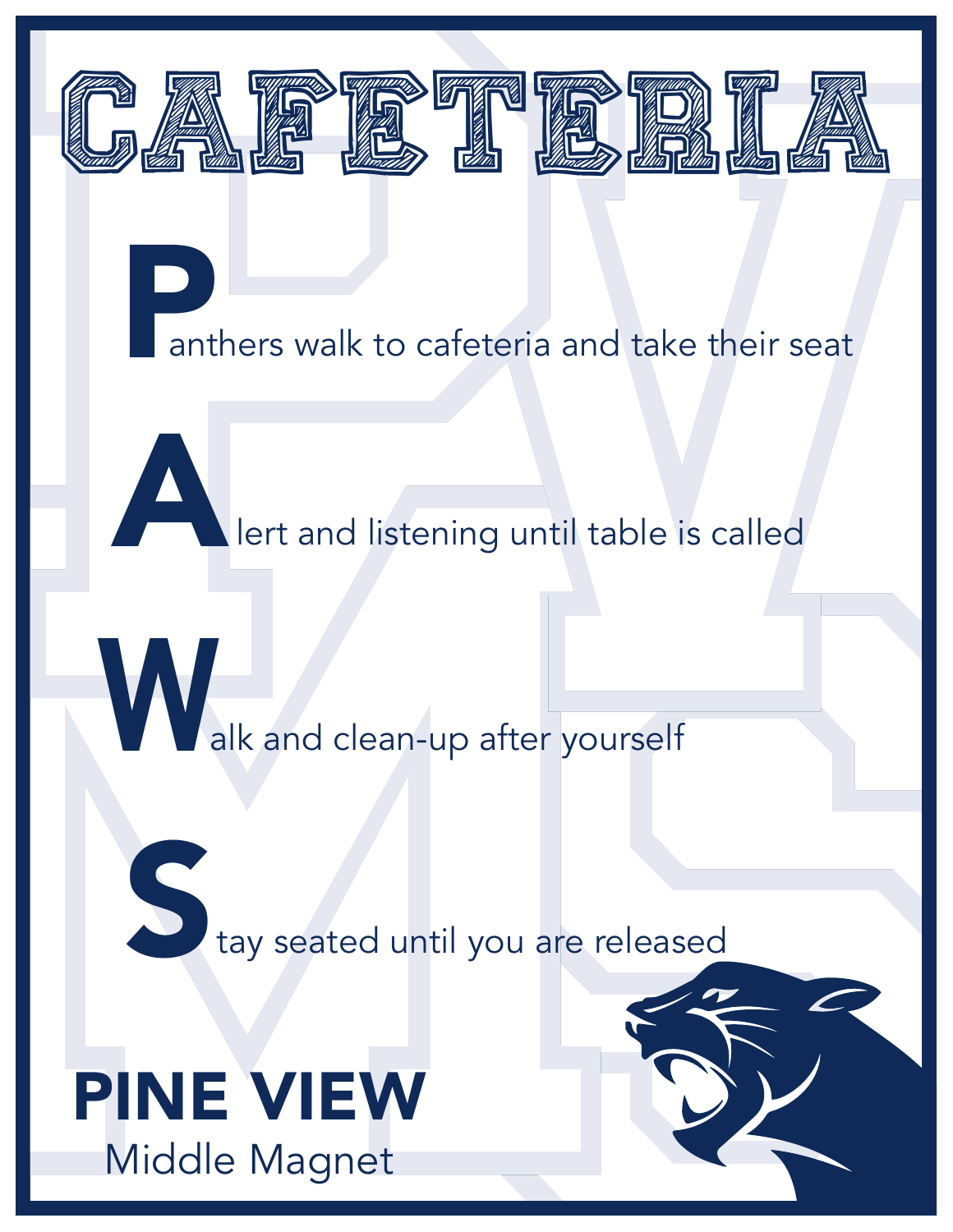# CAFETERIA

**P**anthers walk to cafeteria and take their seat

**A**lert and listening until table is called

**W**alk and clean-up after yourself

**S**tay seated until you are released

**PINE VIEW**

Middle Magnet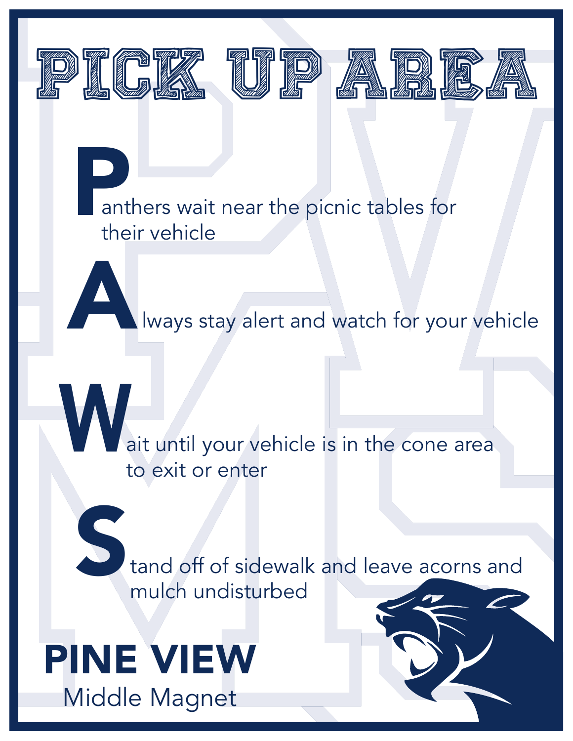# PICK UP AREA

**P**anthers wait near the picnic tables for their vehicle

**A**lways stay alert and watch for your vehicle

**W**ait until your vehicle is in the cone area to exit or enter

**S**tand off of sidewalk and leave acorns and mulch undisturbed

**PINE VIEW**

Middle Magnet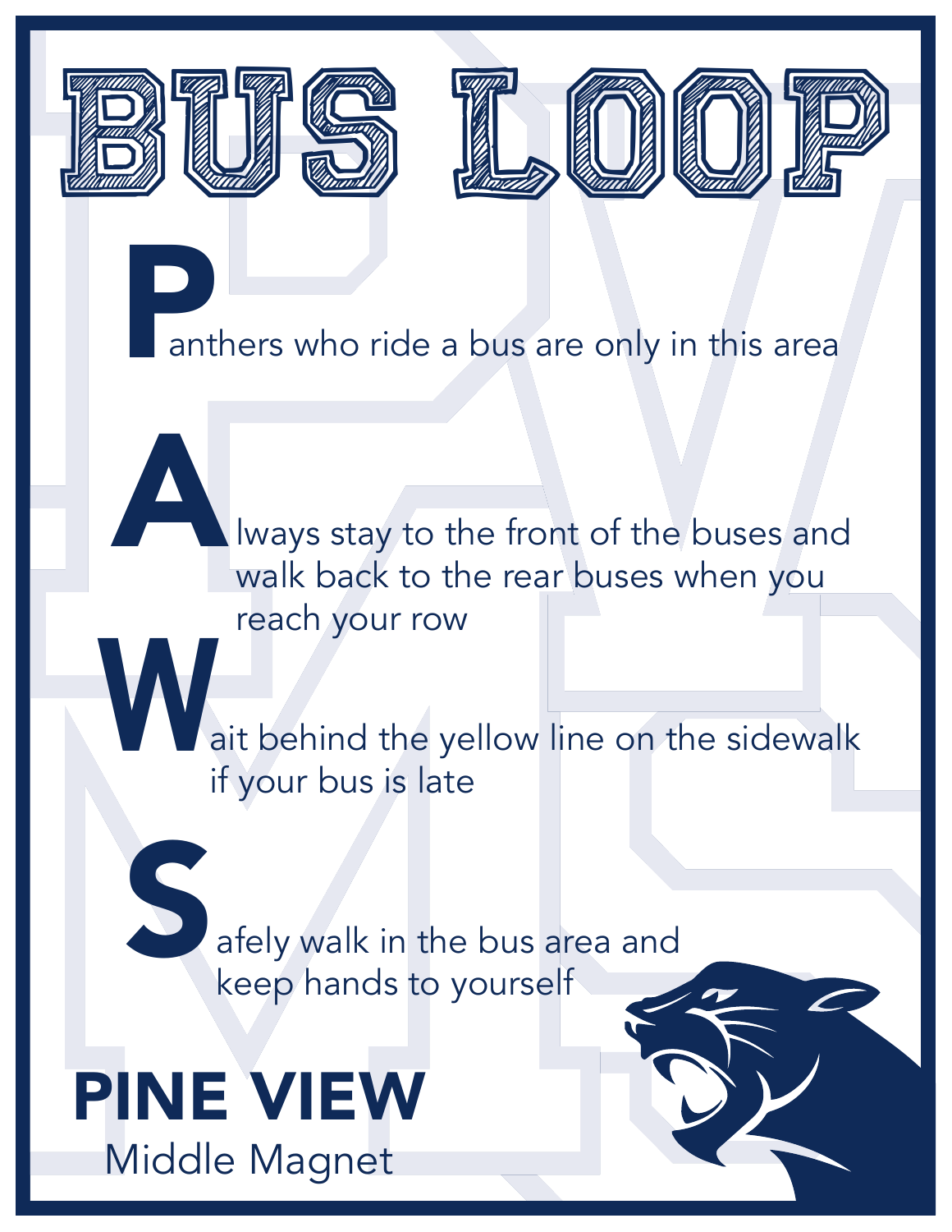# BUS LOOP

**P**anthers who ride a bus are only in this area

**A**lways stay to the front of the buses and walk back to the rear buses when you reach your row

**W**ait behind the yellow line on the sidewalk if your bus is late

**S**afely walk in the bus area and keep hands to yourself

**PINE VIEW**

Middle Magnet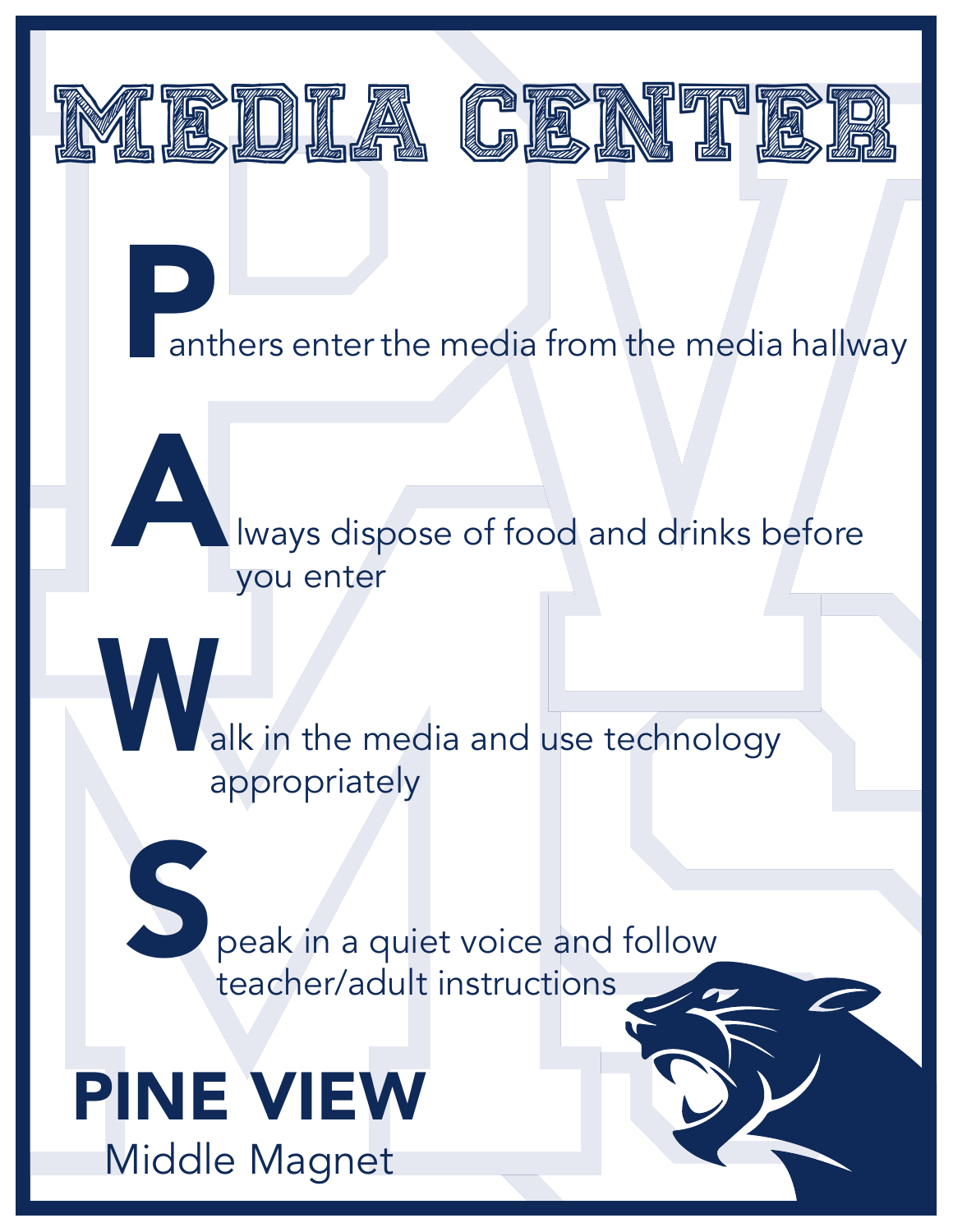# MEDIA CENTER

**P**anthers enter the media from the media hallway

**A**lways dispose of food and drinks before you enter

**W**alk in the media and use technology appropriately

**S**peak in a quiet voice and follow teacher/adult instructions

**PINE VIEW**

Middle Magnet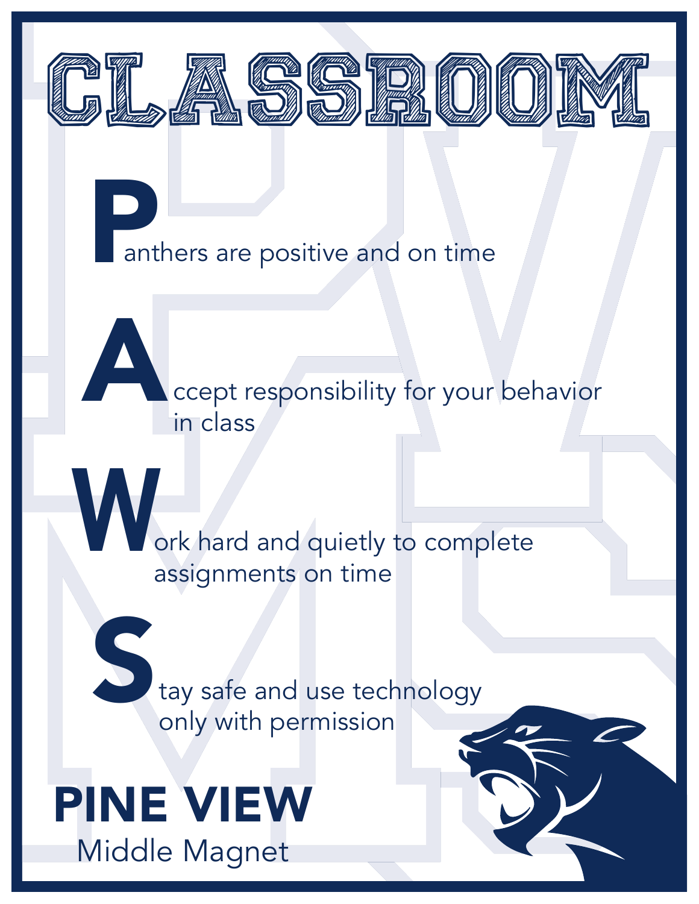# CLASSROOM

**P**anthers are positive and on time

**A**ccept responsibility for your behavior in class

**W**ork hard and quietly to complete assignments on time

**S**tay safe and use technology only with permission

**PINE VIEW**

Middle Magnet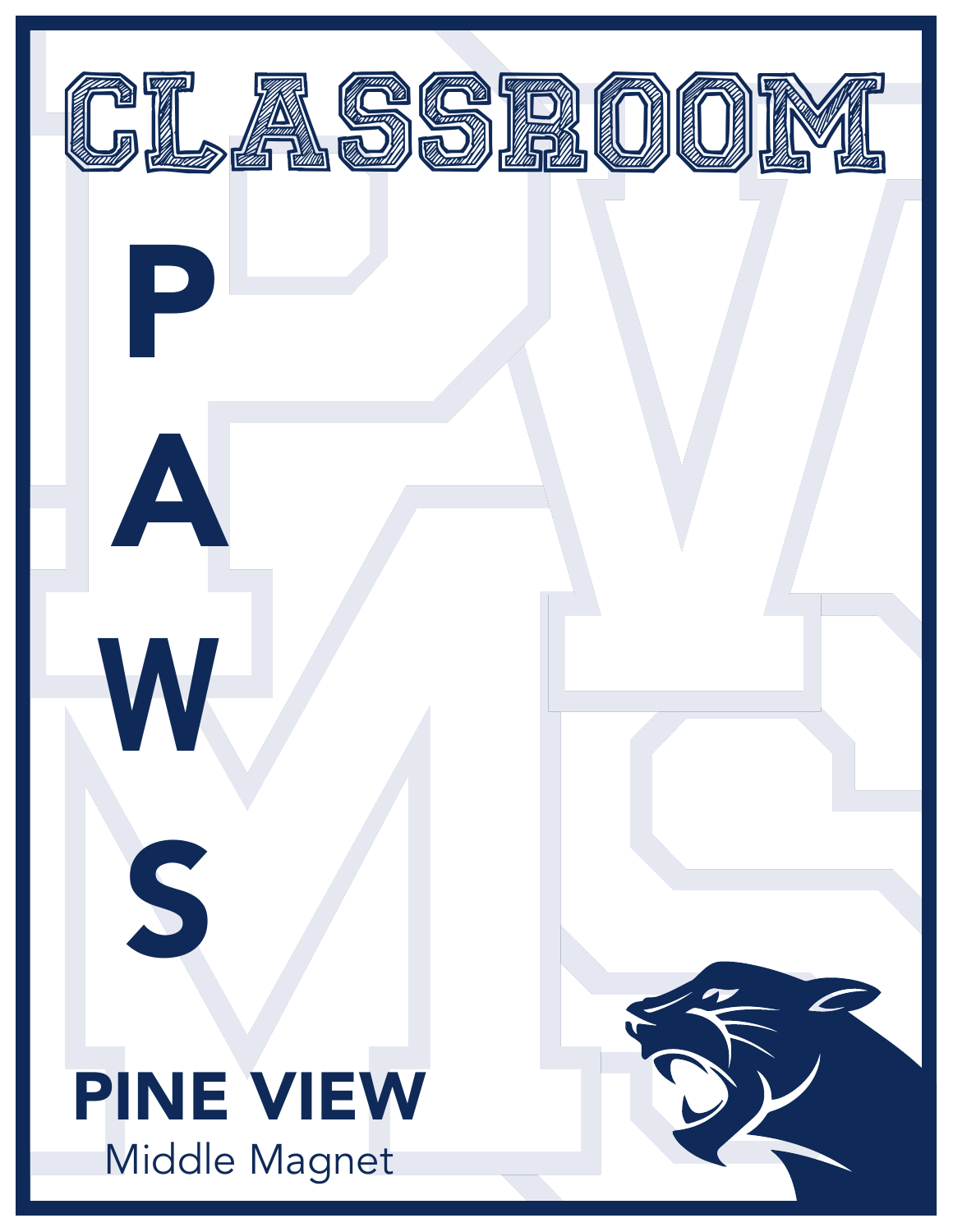# CLASSROOM

# P
# A
# W
# S

**PINE VIEW**

Middle Magnet